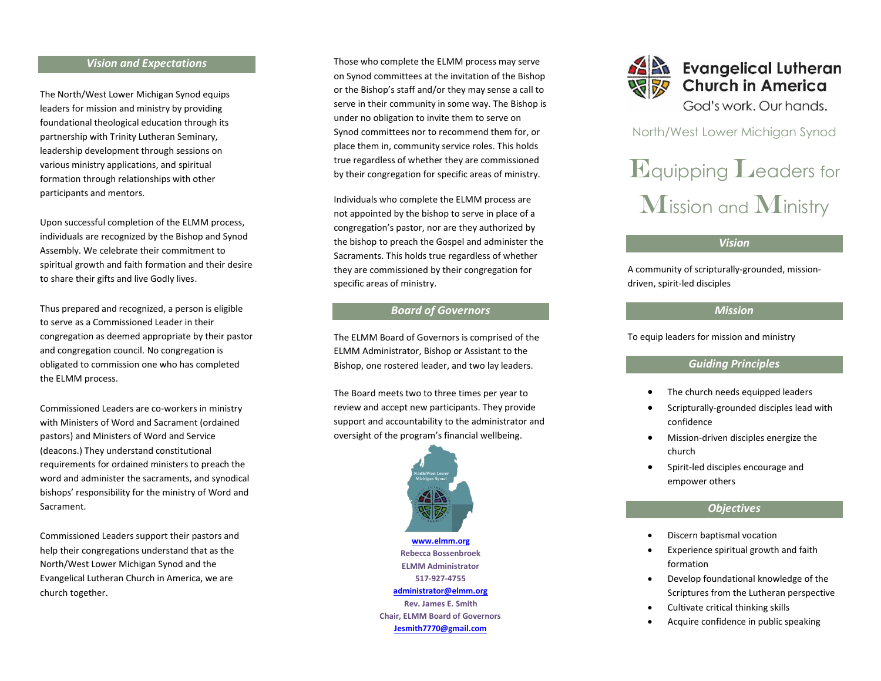## *Vision and Expectations*

The North/West Lower Michigan Synod equips leaders for mission and ministry by providing foundational theological education through its partnership with Trinity Lutheran Seminary, leadership development through sessions on various ministry applications, and spiritual formation through relationships with other participants and mentors.

Upon successful completion of the ELMM process, individuals are recognized by the Bishop and Synod Assembly. We celebrate their commitment to spiritual growth and faith formation and their desire to share their gifts and live Godly lives.

Thus prepared and recognized, a person is eligible to serve as a Commissioned Leader in their congregation as deemed appropriate by their pastor and congregation council. No congregation is obligated to commission one who has completed the ELMM process.

Commissioned Leaders are co-workers in ministry with Ministers of Word and Sacrament (ordained pastors) and Ministers of Word and Service (deacons.) They understand constitutional requirements for ordained ministers to preach the word and administer the sacraments, and synodical bishops' responsibility for the ministry of Word and Sacrament.

Commissioned Leaders support their pastors and help their congregations understand that as the North/West Lower Michigan Synod and the Evangelical Lutheran Church in America, we are church together.

Those who complete the ELMM process may serve on Synod committees at the invitation of the Bishop or the Bishop's staff and/or they may sense a call to serve in their community in some way. The Bishop is under no obligation to invite them to serve on Synod committees nor to recommend them for, or place them in, community service roles. This holds true regardless of whether they are commissioned by their congregation for specific areas of ministry.

Individuals who complete the ELMM process are not appointed by the bishop to serve in place of a congregation's pastor, nor are they authorized by the bishop to preach the Gospel and administer the Sacraments. This holds true regardless of whether they are commissioned by their congregation for specific areas of ministry.

## *Board of Governors*

The ELMM Board of Governors is comprised of the ELMM Administrator, Bishop or Assistant to the Bishop, one rostered leader, and two lay leaders.

The Board meets two to three times per year to review and accept new participants. They provide support and accountability to the administrator and oversight of the program's financial wellbeing.

**www.elmm.org**
**Rebecca Bossenbroek**
**ELMM Administrator**
**517-927-4755**
**administrator@elmm.org**
**Rev. James E. Smith**
**Chair, ELMM Board of Governors**
**Jesmith7770@gmail.com**

**Evangelical Lutheran Church in America**
God's work. Our hands.

North/West Lower Michigan Synod

# Equipping Leaders for Mission and Ministry

## *Vision*

A community of scripturally-grounded, mission-driven, spirit-led disciples

## *Mission*

To equip leaders for mission and ministry

## *Guiding Principles*

- The church needs equipped leaders
- Scripturally-grounded disciples lead with confidence
- Mission-driven disciples energize the church
- Spirit-led disciples encourage and empower others

## *Objectives*

- Discern baptismal vocation
- Experience spiritual growth and faith formation
- Develop foundational knowledge of the Scriptures from the Lutheran perspective
- Cultivate critical thinking skills
- Acquire confidence in public speaking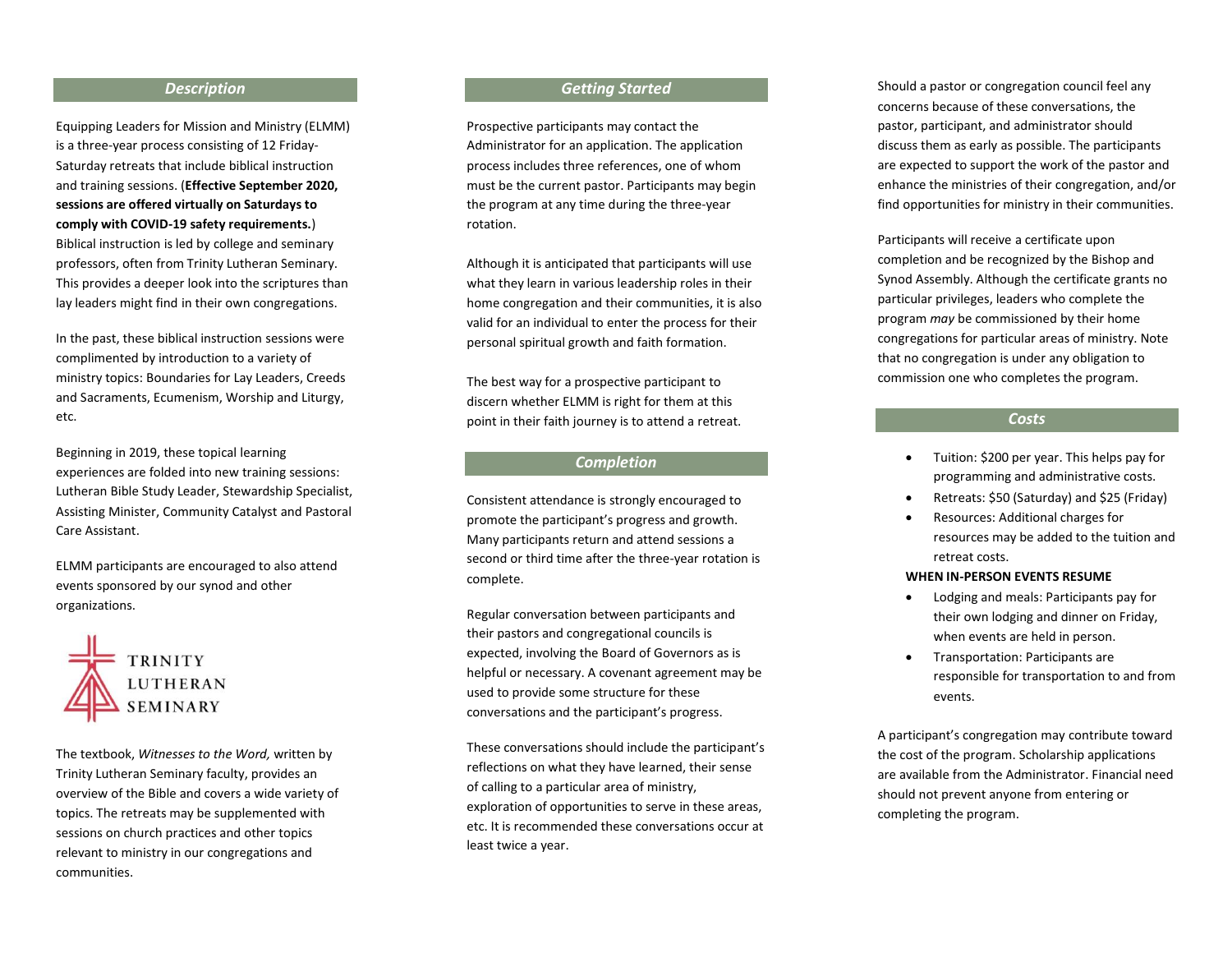## *Description*

Equipping Leaders for Mission and Ministry (ELMM) is a three-year process consisting of 12 Friday-Saturday retreats that include biblical instruction and training sessions. (**Effective September 2020, sessions are offered virtually on Saturdays to comply with COVID-19 safety requirements.**) Biblical instruction is led by college and seminary professors, often from Trinity Lutheran Seminary. This provides a deeper look into the scriptures than lay leaders might find in their own congregations.

In the past, these biblical instruction sessions were complimented by introduction to a variety of ministry topics: Boundaries for Lay Leaders, Creeds and Sacraments, Ecumenism, Worship and Liturgy, etc.

Beginning in 2019, these topical learning experiences are folded into new training sessions: Lutheran Bible Study Leader, Stewardship Specialist, Assisting Minister, Community Catalyst and Pastoral Care Assistant.

ELMM participants are encouraged to also attend events sponsored by our synod and other organizations.

TRINITY LUTHERAN SEMINARY

The textbook, *Witnesses to the Word,* written by Trinity Lutheran Seminary faculty, provides an overview of the Bible and covers a wide variety of topics. The retreats may be supplemented with sessions on church practices and other topics relevant to ministry in our congregations and communities.

## *Getting Started*

Prospective participants may contact the Administrator for an application. The application process includes three references, one of whom must be the current pastor. Participants may begin the program at any time during the three-year rotation.

Although it is anticipated that participants will use what they learn in various leadership roles in their home congregation and their communities, it is also valid for an individual to enter the process for their personal spiritual growth and faith formation.

The best way for a prospective participant to discern whether ELMM is right for them at this point in their faith journey is to attend a retreat.

## *Completion*

Consistent attendance is strongly encouraged to promote the participant's progress and growth. Many participants return and attend sessions a second or third time after the three-year rotation is complete.

Regular conversation between participants and their pastors and congregational councils is expected, involving the Board of Governors as is helpful or necessary. A covenant agreement may be used to provide some structure for these conversations and the participant's progress.

These conversations should include the participant's reflections on what they have learned, their sense of calling to a particular area of ministry, exploration of opportunities to serve in these areas, etc. It is recommended these conversations occur at least twice a year.

Should a pastor or congregation council feel any concerns because of these conversations, the pastor, participant, and administrator should discuss them as early as possible. The participants are expected to support the work of the pastor and enhance the ministries of their congregation, and/or find opportunities for ministry in their communities.

Participants will receive a certificate upon completion and be recognized by the Bishop and Synod Assembly. Although the certificate grants no particular privileges, leaders who complete the program *may* be commissioned by their home congregations for particular areas of ministry. Note that no congregation is under any obligation to commission one who completes the program.

## *Costs*

- Tuition: $200 per year. This helps pay for programming and administrative costs.
- Retreats: $50 (Saturday) and $25 (Friday)
- Resources: Additional charges for resources may be added to the tuition and retreat costs.

**WHEN IN-PERSON EVENTS RESUME**

- Lodging and meals: Participants pay for their own lodging and dinner on Friday, when events are held in person.
- Transportation: Participants are responsible for transportation to and from events.

A participant's congregation may contribute toward the cost of the program. Scholarship applications are available from the Administrator. Financial need should not prevent anyone from entering or completing the program.